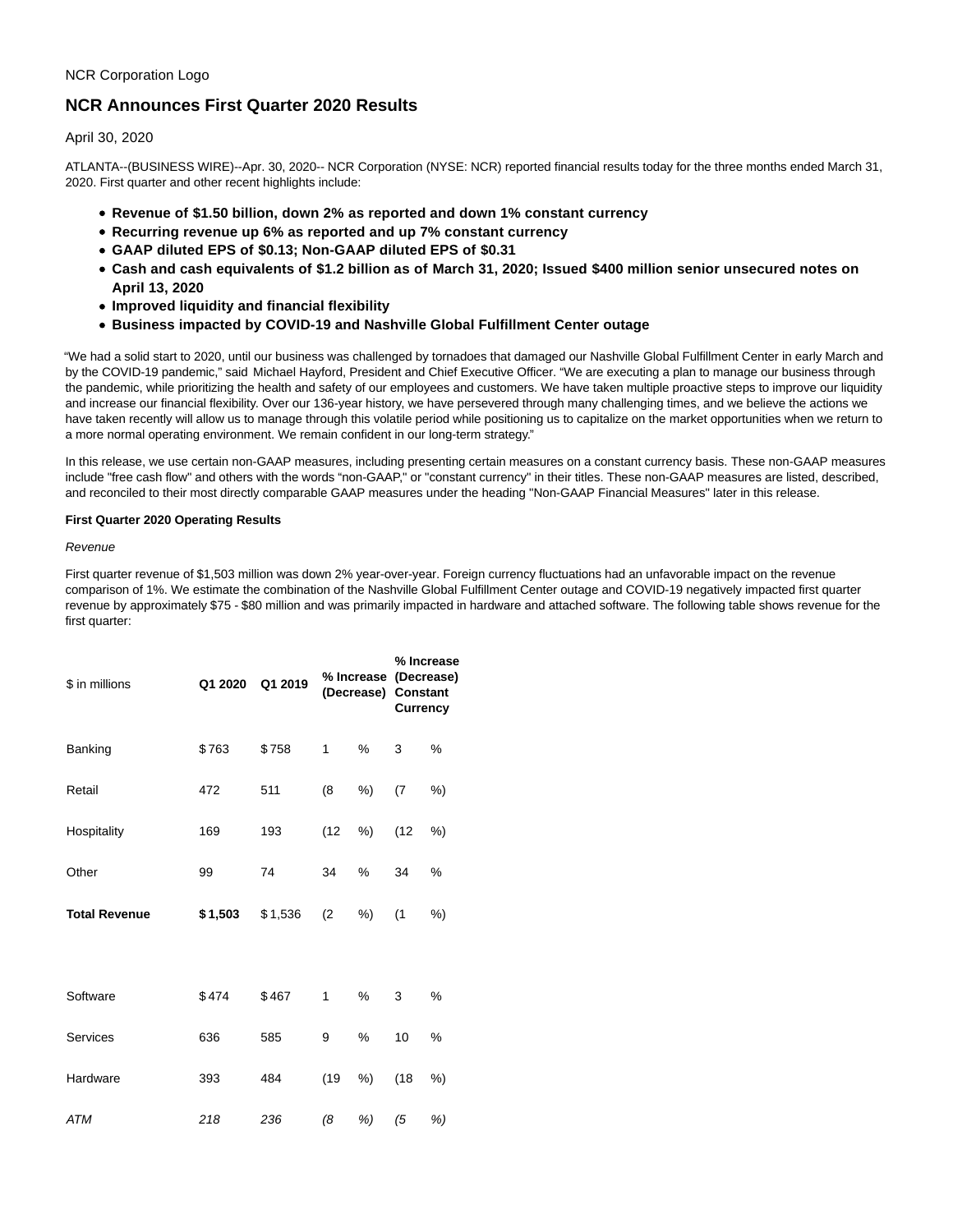NCR Corporation Logo

# NCR Announces First Quarter 2020 Results

April 30, 2020

ATLANTA--(BUSINESS WIRE)--Apr. 30, 2020-- NCR Corporation (NYSE: NCR) reported financial results today for the three months ended March 31, 2020. First quarter and other recent highlights include:

- **Revenue of $1.50 billion, down 2% as reported and down 1% constant currency**
- **Recurring revenue up 6% as reported and up 7% constant currency**
- **GAAP diluted EPS of $0.13; Non-GAAP diluted EPS of $0.31**
- **Cash and cash equivalents of $1.2 billion as of March 31, 2020; Issued $400 million senior unsecured notes on April 13, 2020**
- **Improved liquidity and financial flexibility**
- **Business impacted by COVID-19 and Nashville Global Fulfillment Center outage**

"We had a solid start to 2020, until our business was challenged by tornadoes that damaged our Nashville Global Fulfillment Center in early March and by the COVID-19 pandemic," said Michael Hayford, President and Chief Executive Officer. "We are executing a plan to manage our business through the pandemic, while prioritizing the health and safety of our employees and customers. We have taken multiple proactive steps to improve our liquidity and increase our financial flexibility. Over our 136-year history, we have persevered through many challenging times, and we believe the actions we have taken recently will allow us to manage through this volatile period while positioning us to capitalize on the market opportunities when we return to a more normal operating environment. We remain confident in our long-term strategy."

In this release, we use certain non-GAAP measures, including presenting certain measures on a constant currency basis. These non-GAAP measures include "free cash flow" and others with the words "non-GAAP," or "constant currency" in their titles. These non-GAAP measures are listed, described, and reconciled to their most directly comparable GAAP measures under the heading "Non-GAAP Financial Measures" later in this release.

**First Quarter 2020 Operating Results**

*Revenue*

First quarter revenue of $1,503 million was down 2% year-over-year. Foreign currency fluctuations had an unfavorable impact on the revenue comparison of 1%. We estimate the combination of the Nashville Global Fulfillment Center outage and COVID-19 negatively impacted first quarter revenue by approximately $75 - $80 million and was primarily impacted in hardware and attached software. The following table shows revenue for the first quarter:

| $ in millions | Q1 2020 | Q1 2019 | % Increase (Decrease) | % Increase (Decrease) Constant Currency |
|---|---|---|---|---|
| Banking | $763 | $758 | 1% | 3% |
| Retail | 472 | 511 | (8%) | (7%) |
| Hospitality | 169 | 193 | (12%) | (12%) |
| Other | 99 | 74 | 34% | 34% |
| **Total Revenue** | **$1,503** | $1,536 | (2%) | (1%) |
| | | | | |
| Software | $474 | $467 | 1% | 3% |
| Services | 636 | 585 | 9% | 10% |
| Hardware | 393 | 484 | (19%) | (18%) |
| *ATM* | *218* | *236* | *(8%)* | *(5%)* |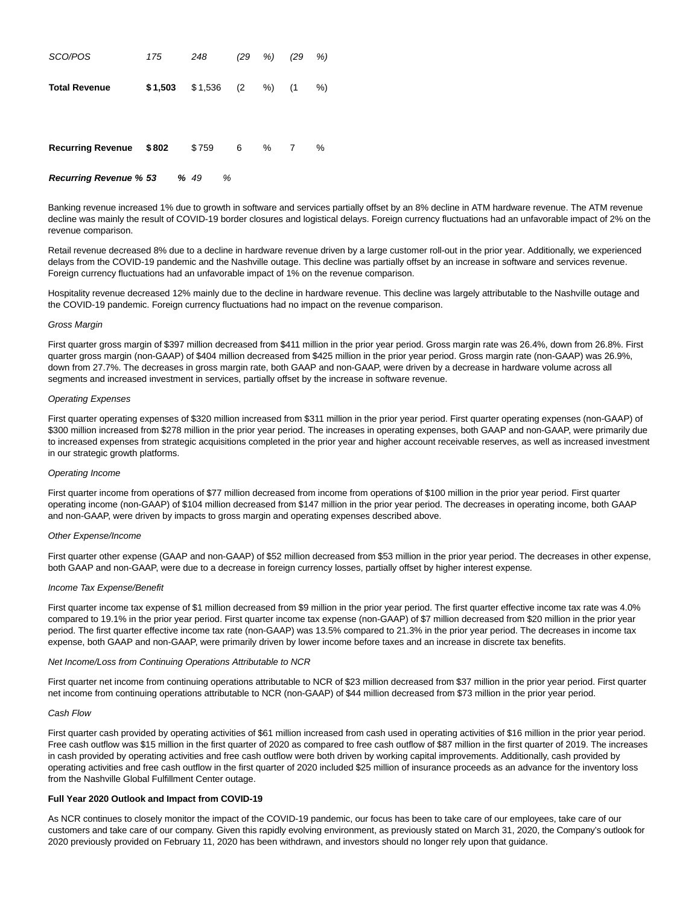| | | | | |
|---|---|---|---|---|
| *SCO/POS* | *175* | *248* | *(29 %)* | *(29 %)* |
| **Total Revenue** | **$1,503** | $1,536 | (2 %) | (1 %) |
| | | | | |
| **Recurring Revenue** | **$802** | $759 | 6 % | 7 % |
| ***Recurring Revenue %*** | ***53 %*** | *49 %* | | |

Banking revenue increased 1% due to growth in software and services partially offset by an 8% decline in ATM hardware revenue. The ATM revenue decline was mainly the result of COVID-19 border closures and logistical delays. Foreign currency fluctuations had an unfavorable impact of 2% on the revenue comparison.

Retail revenue decreased 8% due to a decline in hardware revenue driven by a large customer roll-out in the prior year. Additionally, we experienced delays from the COVID-19 pandemic and the Nashville outage. This decline was partially offset by an increase in software and services revenue. Foreign currency fluctuations had an unfavorable impact of 1% on the revenue comparison.

Hospitality revenue decreased 12% mainly due to the decline in hardware revenue. This decline was largely attributable to the Nashville outage and the COVID-19 pandemic. Foreign currency fluctuations had no impact on the revenue comparison.

*Gross Margin*

First quarter gross margin of $397 million decreased from $411 million in the prior year period. Gross margin rate was 26.4%, down from 26.8%. First quarter gross margin (non-GAAP) of $404 million decreased from $425 million in the prior year period. Gross margin rate (non-GAAP) was 26.9%, down from 27.7%. The decreases in gross margin rate, both GAAP and non-GAAP, were driven by a decrease in hardware volume across all segments and increased investment in services, partially offset by the increase in software revenue.

*Operating Expenses*

First quarter operating expenses of $320 million increased from $311 million in the prior year period. First quarter operating expenses (non-GAAP) of $300 million increased from $278 million in the prior year period. The increases in operating expenses, both GAAP and non-GAAP, were primarily due to increased expenses from strategic acquisitions completed in the prior year and higher account receivable reserves, as well as increased investment in our strategic growth platforms.

*Operating Income*

First quarter income from operations of $77 million decreased from income from operations of $100 million in the prior year period. First quarter operating income (non-GAAP) of $104 million decreased from $147 million in the prior year period. The decreases in operating income, both GAAP and non-GAAP, were driven by impacts to gross margin and operating expenses described above.

*Other Expense/Income*

First quarter other expense (GAAP and non-GAAP) of $52 million decreased from $53 million in the prior year period. The decreases in other expense, both GAAP and non-GAAP, were due to a decrease in foreign currency losses, partially offset by higher interest expense.

*Income Tax Expense/Benefit*

First quarter income tax expense of $1 million decreased from $9 million in the prior year period. The first quarter effective income tax rate was 4.0% compared to 19.1% in the prior year period. First quarter income tax expense (non-GAAP) of $7 million decreased from $20 million in the prior year period. The first quarter effective income tax rate (non-GAAP) was 13.5% compared to 21.3% in the prior year period. The decreases in income tax expense, both GAAP and non-GAAP, were primarily driven by lower income before taxes and an increase in discrete tax benefits.

*Net Income/Loss from Continuing Operations Attributable to NCR*

First quarter net income from continuing operations attributable to NCR of $23 million decreased from $37 million in the prior year period. First quarter net income from continuing operations attributable to NCR (non-GAAP) of $44 million decreased from $73 million in the prior year period.

*Cash Flow*

First quarter cash provided by operating activities of $61 million increased from cash used in operating activities of $16 million in the prior year period. Free cash outflow was $15 million in the first quarter of 2020 as compared to free cash outflow of $87 million in the first quarter of 2019. The increases in cash provided by operating activities and free cash outflow were both driven by working capital improvements. Additionally, cash provided by operating activities and free cash outflow in the first quarter of 2020 included $25 million of insurance proceeds as an advance for the inventory loss from the Nashville Global Fulfillment Center outage.

**Full Year 2020 Outlook and Impact from COVID-19**

As NCR continues to closely monitor the impact of the COVID-19 pandemic, our focus has been to take care of our employees, take care of our customers and take care of our company. Given this rapidly evolving environment, as previously stated on March 31, 2020, the Company's outlook for 2020 previously provided on February 11, 2020 has been withdrawn, and investors should no longer rely upon that guidance.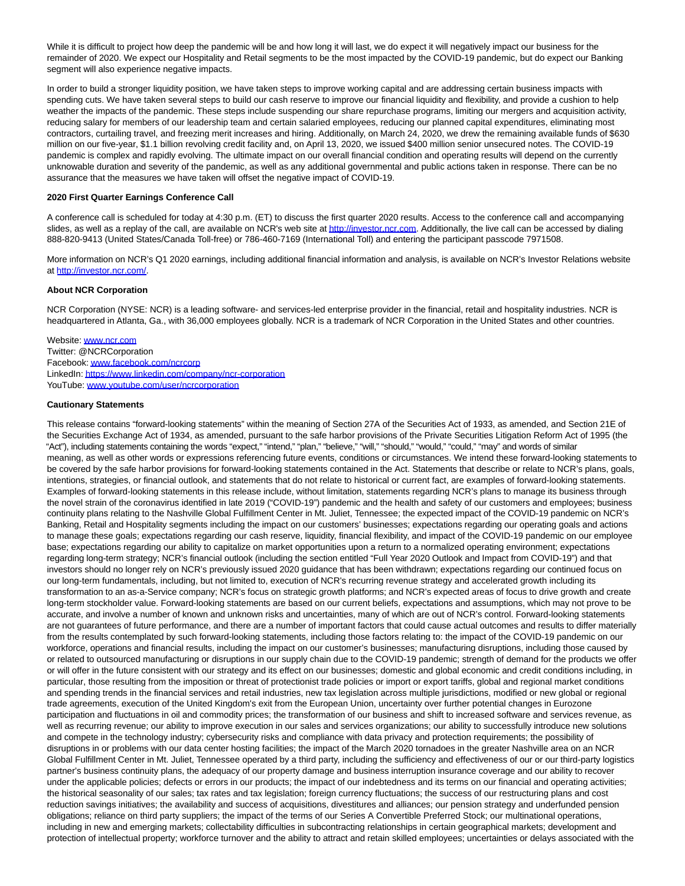While it is difficult to project how deep the pandemic will be and how long it will last, we do expect it will negatively impact our business for the remainder of 2020. We expect our Hospitality and Retail segments to be the most impacted by the COVID-19 pandemic, but do expect our Banking segment will also experience negative impacts.

In order to build a stronger liquidity position, we have taken steps to improve working capital and are addressing certain business impacts with spending cuts. We have taken several steps to build our cash reserve to improve our financial liquidity and flexibility, and provide a cushion to help weather the impacts of the pandemic. These steps include suspending our share repurchase programs, limiting our mergers and acquisition activity, reducing salary for members of our leadership team and certain salaried employees, reducing our planned capital expenditures, eliminating most contractors, curtailing travel, and freezing merit increases and hiring. Additionally, on March 24, 2020, we drew the remaining available funds of $630 million on our five-year, $1.1 billion revolving credit facility and, on April 13, 2020, we issued $400 million senior unsecured notes. The COVID-19 pandemic is complex and rapidly evolving. The ultimate impact on our overall financial condition and operating results will depend on the currently unknowable duration and severity of the pandemic, as well as any additional governmental and public actions taken in response. There can be no assurance that the measures we have taken will offset the negative impact of COVID-19.

**2020 First Quarter Earnings Conference Call**

A conference call is scheduled for today at 4:30 p.m. (ET) to discuss the first quarter 2020 results. Access to the conference call and accompanying slides, as well as a replay of the call, are available on NCR's web site at http://investor.ncr.com. Additionally, the live call can be accessed by dialing 888-820-9413 (United States/Canada Toll-free) or 786-460-7169 (International Toll) and entering the participant passcode 7971508.

More information on NCR's Q1 2020 earnings, including additional financial information and analysis, is available on NCR's Investor Relations website at http://investor.ncr.com/.

**About NCR Corporation**

NCR Corporation (NYSE: NCR) is a leading software- and services-led enterprise provider in the financial, retail and hospitality industries. NCR is headquartered in Atlanta, Ga., with 36,000 employees globally. NCR is a trademark of NCR Corporation in the United States and other countries.

Website: www.ncr.com
Twitter: @NCRCorporation
Facebook: www.facebook.com/ncrcorp
LinkedIn: https://www.linkedin.com/company/ncr-corporation
YouTube: www.youtube.com/user/ncrcorporation

**Cautionary Statements**

This release contains "forward-looking statements" within the meaning of Section 27A of the Securities Act of 1933, as amended, and Section 21E of the Securities Exchange Act of 1934, as amended, pursuant to the safe harbor provisions of the Private Securities Litigation Reform Act of 1995 (the "Act"), including statements containing the words "expect," "intend," "plan," "believe," "will," "should," "would," "could," "may" and words of similar meaning, as well as other words or expressions referencing future events, conditions or circumstances. We intend these forward-looking statements to be covered by the safe harbor provisions for forward-looking statements contained in the Act. Statements that describe or relate to NCR's plans, goals, intentions, strategies, or financial outlook, and statements that do not relate to historical or current fact, are examples of forward-looking statements. Examples of forward-looking statements in this release include, without limitation, statements regarding NCR's plans to manage its business through the novel strain of the coronavirus identified in late 2019 ("COVID-19") pandemic and the health and safety of our customers and employees; business continuity plans relating to the Nashville Global Fulfillment Center in Mt. Juliet, Tennessee; the expected impact of the COVID-19 pandemic on NCR's Banking, Retail and Hospitality segments including the impact on our customers' businesses; expectations regarding our operating goals and actions to manage these goals; expectations regarding our cash reserve, liquidity, financial flexibility, and impact of the COVID-19 pandemic on our employee base; expectations regarding our ability to capitalize on market opportunities upon a return to a normalized operating environment; expectations regarding long-term strategy; NCR's financial outlook (including the section entitled "Full Year 2020 Outlook and Impact from COVID-19") and that investors should no longer rely on NCR's previously issued 2020 guidance that has been withdrawn; expectations regarding our continued focus on our long-term fundamentals, including, but not limited to, execution of NCR's recurring revenue strategy and accelerated growth including its transformation to an as-a-Service company; NCR's focus on strategic growth platforms; and NCR's expected areas of focus to drive growth and create long-term stockholder value. Forward-looking statements are based on our current beliefs, expectations and assumptions, which may not prove to be accurate, and involve a number of known and unknown risks and uncertainties, many of which are out of NCR's control. Forward-looking statements are not guarantees of future performance, and there are a number of important factors that could cause actual outcomes and results to differ materially from the results contemplated by such forward-looking statements, including those factors relating to: the impact of the COVID-19 pandemic on our workforce, operations and financial results, including the impact on our customer's businesses; manufacturing disruptions, including those caused by or related to outsourced manufacturing or disruptions in our supply chain due to the COVID-19 pandemic; strength of demand for the products we offer or will offer in the future consistent with our strategy and its effect on our businesses; domestic and global economic and credit conditions including, in particular, those resulting from the imposition or threat of protectionist trade policies or import or export tariffs, global and regional market conditions and spending trends in the financial services and retail industries, new tax legislation across multiple jurisdictions, modified or new global or regional trade agreements, execution of the United Kingdom's exit from the European Union, uncertainty over further potential changes in Eurozone participation and fluctuations in oil and commodity prices; the transformation of our business and shift to increased software and services revenue, as well as recurring revenue; our ability to improve execution in our sales and services organizations; our ability to successfully introduce new solutions and compete in the technology industry; cybersecurity risks and compliance with data privacy and protection requirements; the possibility of disruptions in or problems with our data center hosting facilities; the impact of the March 2020 tornadoes in the greater Nashville area on an NCR Global Fulfillment Center in Mt. Juliet, Tennessee operated by a third party, including the sufficiency and effectiveness of our or our third-party logistics partner's business continuity plans, the adequacy of our property damage and business interruption insurance coverage and our ability to recover under the applicable policies; defects or errors in our products; the impact of our indebtedness and its terms on our financial and operating activities; the historical seasonality of our sales; tax rates and tax legislation; foreign currency fluctuations; the success of our restructuring plans and cost reduction savings initiatives; the availability and success of acquisitions, divestitures and alliances; our pension strategy and underfunded pension obligations; reliance on third party suppliers; the impact of the terms of our Series A Convertible Preferred Stock; our multinational operations, including in new and emerging markets; collectability difficulties in subcontracting relationships in certain geographical markets; development and protection of intellectual property; workforce turnover and the ability to attract and retain skilled employees; uncertainties or delays associated with the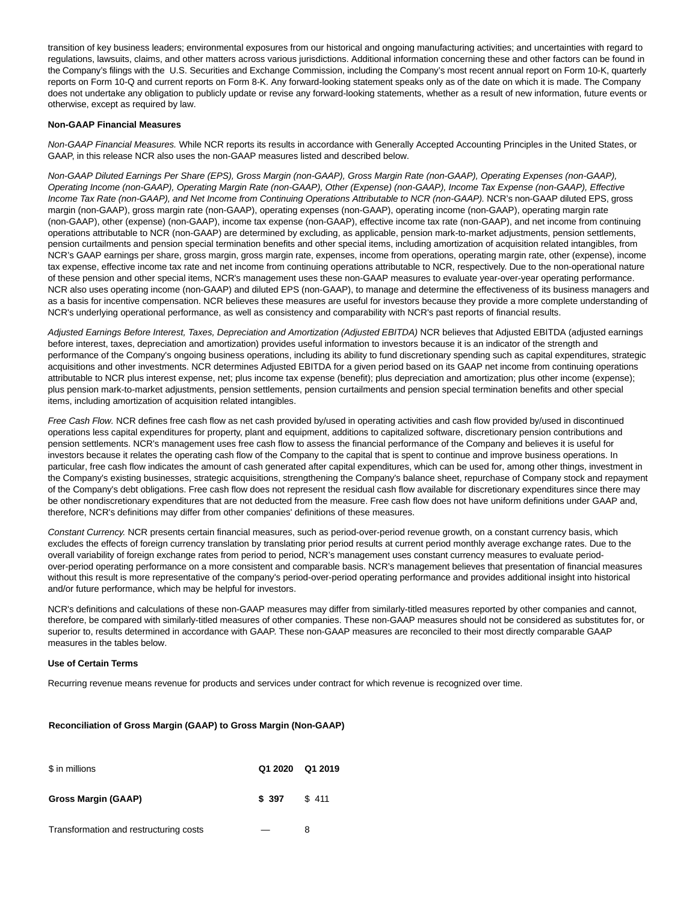transition of key business leaders; environmental exposures from our historical and ongoing manufacturing activities; and uncertainties with regard to regulations, lawsuits, claims, and other matters across various jurisdictions. Additional information concerning these and other factors can be found in the Company's filings with the U.S. Securities and Exchange Commission, including the Company's most recent annual report on Form 10-K, quarterly reports on Form 10-Q and current reports on Form 8-K. Any forward-looking statement speaks only as of the date on which it is made. The Company does not undertake any obligation to publicly update or revise any forward-looking statements, whether as a result of new information, future events or otherwise, except as required by law.

**Non-GAAP Financial Measures**

*Non-GAAP Financial Measures.* While NCR reports its results in accordance with Generally Accepted Accounting Principles in the United States, or GAAP, in this release NCR also uses the non-GAAP measures listed and described below.

*Non-GAAP Diluted Earnings Per Share (EPS), Gross Margin (non-GAAP), Gross Margin Rate (non-GAAP), Operating Expenses (non-GAAP), Operating Income (non-GAAP), Operating Margin Rate (non-GAAP), Other (Expense) (non-GAAP), Income Tax Expense (non-GAAP), Effective Income Tax Rate (non-GAAP), and Net Income from Continuing Operations Attributable to NCR (non-GAAP).* NCR's non-GAAP diluted EPS, gross margin (non-GAAP), gross margin rate (non-GAAP), operating expenses (non-GAAP), operating income (non-GAAP), operating margin rate (non-GAAP), other (expense) (non-GAAP), income tax expense (non-GAAP), effective income tax rate (non-GAAP), and net income from continuing operations attributable to NCR (non-GAAP) are determined by excluding, as applicable, pension mark-to-market adjustments, pension settlements, pension curtailments and pension special termination benefits and other special items, including amortization of acquisition related intangibles, from NCR's GAAP earnings per share, gross margin, gross margin rate, expenses, income from operations, operating margin rate, other (expense), income tax expense, effective income tax rate and net income from continuing operations attributable to NCR, respectively. Due to the non-operational nature of these pension and other special items, NCR's management uses these non-GAAP measures to evaluate year-over-year operating performance. NCR also uses operating income (non-GAAP) and diluted EPS (non-GAAP), to manage and determine the effectiveness of its business managers and as a basis for incentive compensation. NCR believes these measures are useful for investors because they provide a more complete understanding of NCR's underlying operational performance, as well as consistency and comparability with NCR's past reports of financial results.

*Adjusted Earnings Before Interest, Taxes, Depreciation and Amortization (Adjusted EBITDA)* NCR believes that Adjusted EBITDA (adjusted earnings before interest, taxes, depreciation and amortization) provides useful information to investors because it is an indicator of the strength and performance of the Company's ongoing business operations, including its ability to fund discretionary spending such as capital expenditures, strategic acquisitions and other investments. NCR determines Adjusted EBITDA for a given period based on its GAAP net income from continuing operations attributable to NCR plus interest expense, net; plus income tax expense (benefit); plus depreciation and amortization; plus other income (expense); plus pension mark-to-market adjustments, pension settlements, pension curtailments and pension special termination benefits and other special items, including amortization of acquisition related intangibles.

*Free Cash Flow.* NCR defines free cash flow as net cash provided by/used in operating activities and cash flow provided by/used in discontinued operations less capital expenditures for property, plant and equipment, additions to capitalized software, discretionary pension contributions and pension settlements. NCR's management uses free cash flow to assess the financial performance of the Company and believes it is useful for investors because it relates the operating cash flow of the Company to the capital that is spent to continue and improve business operations. In particular, free cash flow indicates the amount of cash generated after capital expenditures, which can be used for, among other things, investment in the Company's existing businesses, strategic acquisitions, strengthening the Company's balance sheet, repurchase of Company stock and repayment of the Company's debt obligations. Free cash flow does not represent the residual cash flow available for discretionary expenditures since there may be other nondiscretionary expenditures that are not deducted from the measure. Free cash flow does not have uniform definitions under GAAP and, therefore, NCR's definitions may differ from other companies' definitions of these measures.

*Constant Currency.* NCR presents certain financial measures, such as period-over-period revenue growth, on a constant currency basis, which excludes the effects of foreign currency translation by translating prior period results at current period monthly average exchange rates. Due to the overall variability of foreign exchange rates from period to period, NCR's management uses constant currency measures to evaluate period-over-period operating performance on a more consistent and comparable basis. NCR's management believes that presentation of financial measures without this result is more representative of the company's period-over-period operating performance and provides additional insight into historical and/or future performance, which may be helpful for investors.

NCR's definitions and calculations of these non-GAAP measures may differ from similarly-titled measures reported by other companies and cannot, therefore, be compared with similarly-titled measures of other companies. These non-GAAP measures should not be considered as substitutes for, or superior to, results determined in accordance with GAAP. These non-GAAP measures are reconciled to their most directly comparable GAAP measures in the tables below.

**Use of Certain Terms**

Recurring revenue means revenue for products and services under contract for which revenue is recognized over time.

**Reconciliation of Gross Margin (GAAP) to Gross Margin (Non-GAAP)**

| $ in millions | **Q1 2020** | **Q1 2019** |
|---|---|---|
| **Gross Margin (GAAP)** | **$ 397** | $ 411 |
| Transformation and restructuring costs | — | 8 |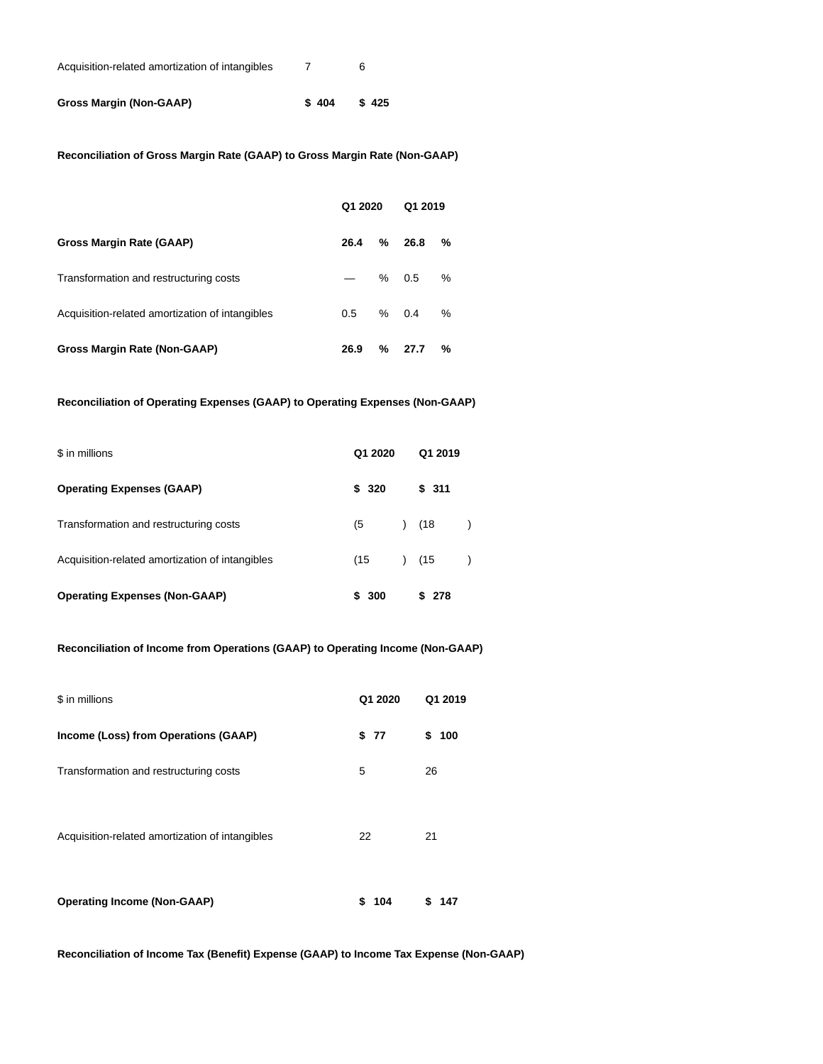| | | |
|---|---|---|
| Acquisition-related amortization of intangibles | 7 | 6 |
| **Gross Margin (Non-GAAP)** | **$ 404** | **$ 425** |

**Reconciliation of Gross Margin Rate (GAAP) to Gross Margin Rate (Non-GAAP)**

| | Q1 2020 | Q1 2019 |
|---|---|---|
| **Gross Margin Rate (GAAP)** | **26.4 %** | **26.8 %** |
| Transformation and restructuring costs | — % | 0.5 % |
| Acquisition-related amortization of intangibles | 0.5 % | 0.4 % |
| **Gross Margin Rate (Non-GAAP)** | **26.9 %** | **27.7 %** |

**Reconciliation of Operating Expenses (GAAP) to Operating Expenses (Non-GAAP)**

| $ in millions | Q1 2020 | Q1 2019 |
|---|---|---|
| **Operating Expenses (GAAP)** | **$ 320** | **$ 311** |
| Transformation and restructuring costs | (5 ) | (18 ) |
| Acquisition-related amortization of intangibles | (15 ) | (15 ) |
| **Operating Expenses (Non-GAAP)** | **$ 300** | **$ 278** |

**Reconciliation of Income from Operations (GAAP) to Operating Income (Non-GAAP)**

| $ in millions | Q1 2020 | Q1 2019 |
|---|---|---|
| **Income (Loss) from Operations (GAAP)** | **$ 77** | **$ 100** |
| Transformation and restructuring costs | 5 | 26 |
| Acquisition-related amortization of intangibles | 22 | 21 |
| **Operating Income (Non-GAAP)** | **$ 104** | **$ 147** |

**Reconciliation of Income Tax (Benefit) Expense (GAAP) to Income Tax Expense (Non-GAAP)**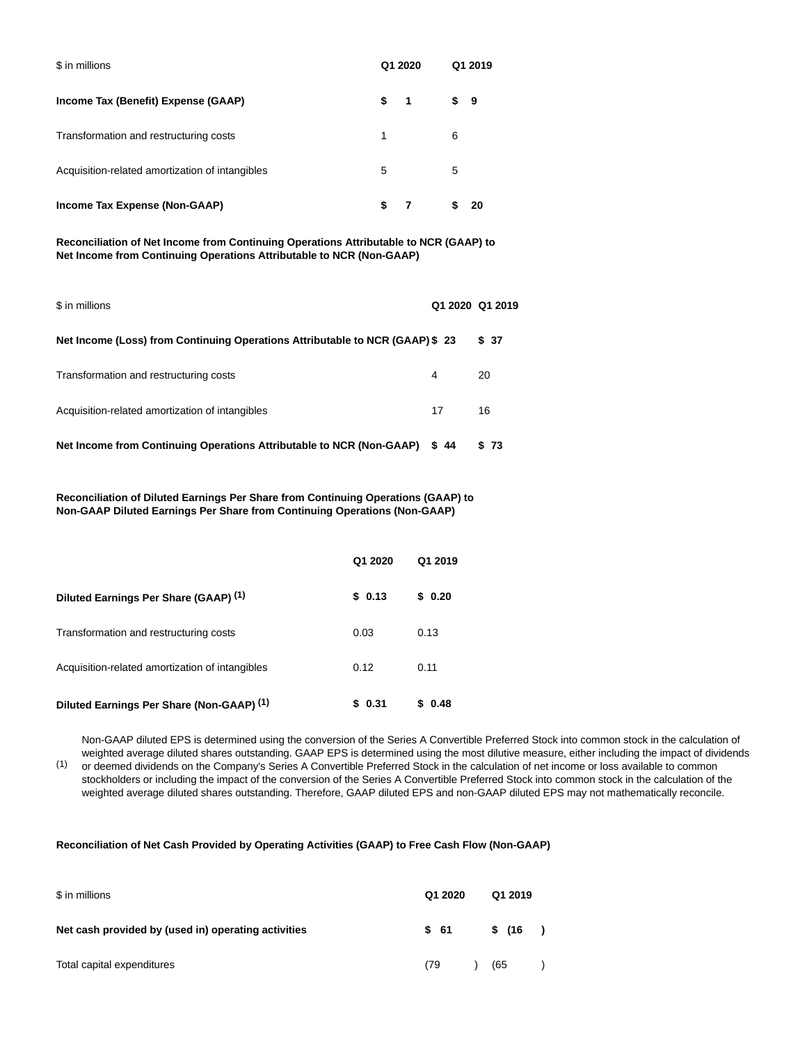| $ in millions | Q1 2020 | Q1 2019 |
|---|---|---|
| **Income Tax (Benefit) Expense (GAAP)** | **$ 1** | **$ 9** |
| Transformation and restructuring costs | 1 | 6 |
| Acquisition-related amortization of intangibles | 5 | 5 |
| **Income Tax Expense (Non-GAAP)** | **$ 7** | **$ 20** |

**Reconciliation of Net Income from Continuing Operations Attributable to NCR (GAAP) to Net Income from Continuing Operations Attributable to NCR (Non-GAAP)**

| $ in millions | Q1 2020 | Q1 2019 |
|---|---|---|
| **Net Income (Loss) from Continuing Operations Attributable to NCR (GAAP)** | **$ 23** | **$ 37** |
| Transformation and restructuring costs | 4 | 20 |
| Acquisition-related amortization of intangibles | 17 | 16 |
| **Net Income from Continuing Operations Attributable to NCR (Non-GAAP)** | **$ 44** | **$ 73** |

**Reconciliation of Diluted Earnings Per Share from Continuing Operations (GAAP) to Non-GAAP Diluted Earnings Per Share from Continuing Operations (Non-GAAP)**

| | Q1 2020 | Q1 2019 |
|---|---|---|
| **Diluted Earnings Per Share (GAAP) (1)** | **$ 0.13** | **$ 0.20** |
| Transformation and restructuring costs | 0.03 | 0.13 |
| Acquisition-related amortization of intangibles | 0.12 | 0.11 |
| **Diluted Earnings Per Share (Non-GAAP) (1)** | **$ 0.31** | **$ 0.48** |

(1) Non-GAAP diluted EPS is determined using the conversion of the Series A Convertible Preferred Stock into common stock in the calculation of weighted average diluted shares outstanding. GAAP EPS is determined using the most dilutive measure, either including the impact of dividends or deemed dividends on the Company's Series A Convertible Preferred Stock in the calculation of net income or loss available to common stockholders or including the impact of the conversion of the Series A Convertible Preferred Stock into common stock in the calculation of the weighted average diluted shares outstanding. Therefore, GAAP diluted EPS and non-GAAP diluted EPS may not mathematically reconcile.

**Reconciliation of Net Cash Provided by Operating Activities (GAAP) to Free Cash Flow (Non-GAAP)**

| $ in millions | Q1 2020 | Q1 2019 |
|---|---|---|
| **Net cash provided by (used in) operating activities** | **$ 61** | **$ (16)** |
| Total capital expenditures | (79) | (65) |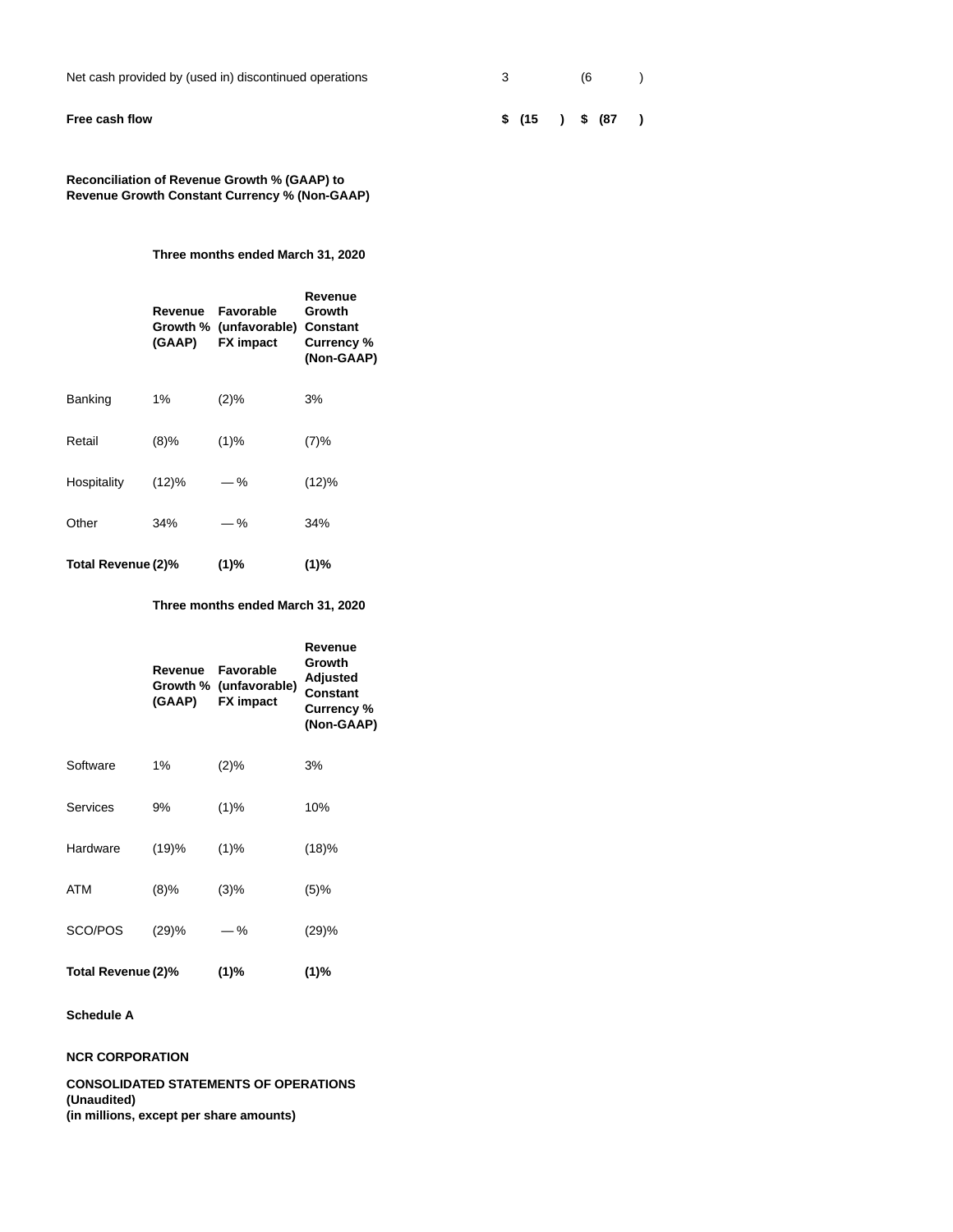| | | |
|---|---|---|
| Net cash provided by (used in) discontinued operations | 3 | (6 ) |
| **Free cash flow** | **$ (15 )** | **$ (87 )** |

**Reconciliation of Revenue Growth % (GAAP) to Revenue Growth Constant Currency % (Non-GAAP)**

| | **Three months ended March 31, 2020** | | |
|---|---|---|---|
| | **Revenue Growth % (GAAP)** | **Favorable (unfavorable) FX impact** | **Revenue Growth Constant Currency % (Non-GAAP)** |
| Banking | 1% | (2)% | 3% |
| Retail | (8)% | (1)% | (7)% |
| Hospitality | (12)% | — % | (12)% |
| Other | 34% | — % | 34% |
| **Total Revenue** | **(2)%** | **(1)%** | **(1)%** |

| | **Three months ended March 31, 2020** | | |
|---|---|---|---|
| | **Revenue Growth % (GAAP)** | **Favorable (unfavorable) FX impact** | **Revenue Growth Adjusted Constant Currency % (Non-GAAP)** |
| Software | 1% | (2)% | 3% |
| Services | 9% | (1)% | 10% |
| Hardware | (19)% | (1)% | (18)% |
| ATM | (8)% | (3)% | (5)% |
| SCO/POS | (29)% | — % | (29)% |
| **Total Revenue** | **(2)%** | **(1)%** | **(1)%** |

**Schedule A**

**NCR CORPORATION**

**CONSOLIDATED STATEMENTS OF OPERATIONS**
**(Unaudited)**
**(in millions, except per share amounts)**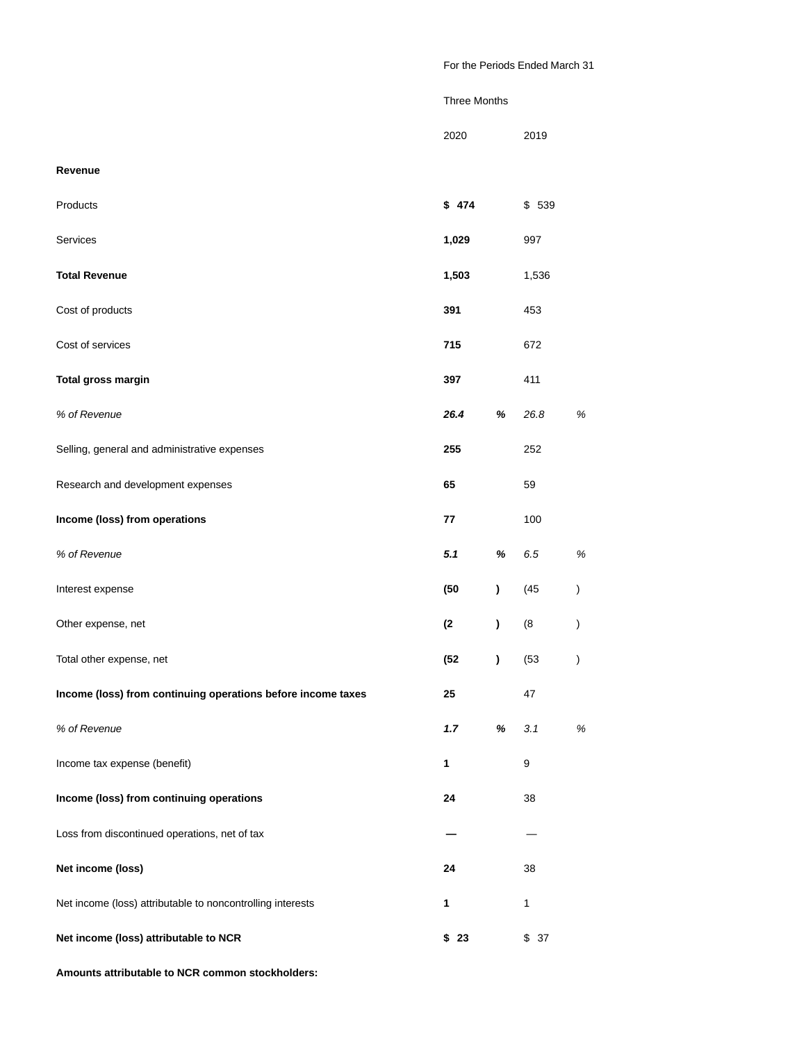| | For the Periods Ended March 31 | |
|---|---|---|
| | Three Months | |
| | 2020 | 2019 |
| **Revenue** | | |
| Products | **$ 474** | $ 539 |
| Services | **1,029** | 997 |
| **Total Revenue** | **1,503** | 1,536 |
| Cost of products | **391** | 453 |
| Cost of services | **715** | 672 |
| **Total gross margin** | **397** | 411 |
| *% of Revenue* | ***26.4 %*** | *26.8 %* |
| Selling, general and administrative expenses | **255** | 252 |
| Research and development expenses | **65** | 59 |
| **Income (loss) from operations** | **77** | 100 |
| *% of Revenue* | ***5.1 %*** | *6.5 %* |
| Interest expense | **(50 )** | (45 ) |
| Other expense, net | **(2 )** | (8 ) |
| Total other expense, net | **(52 )** | (53 ) |
| **Income (loss) from continuing operations before income taxes** | **25** | 47 |
| *% of Revenue* | ***1.7 %*** | *3.1 %* |
| Income tax expense (benefit) | **1** | 9 |
| **Income (loss) from continuing operations** | **24** | 38 |
| Loss from discontinued operations, net of tax | **—** | — |
| **Net income (loss)** | **24** | 38 |
| Net income (loss) attributable to noncontrolling interests | **1** | 1 |
| **Net income (loss) attributable to NCR** | **$ 23** | $ 37 |
| **Amounts attributable to NCR common stockholders:** | | |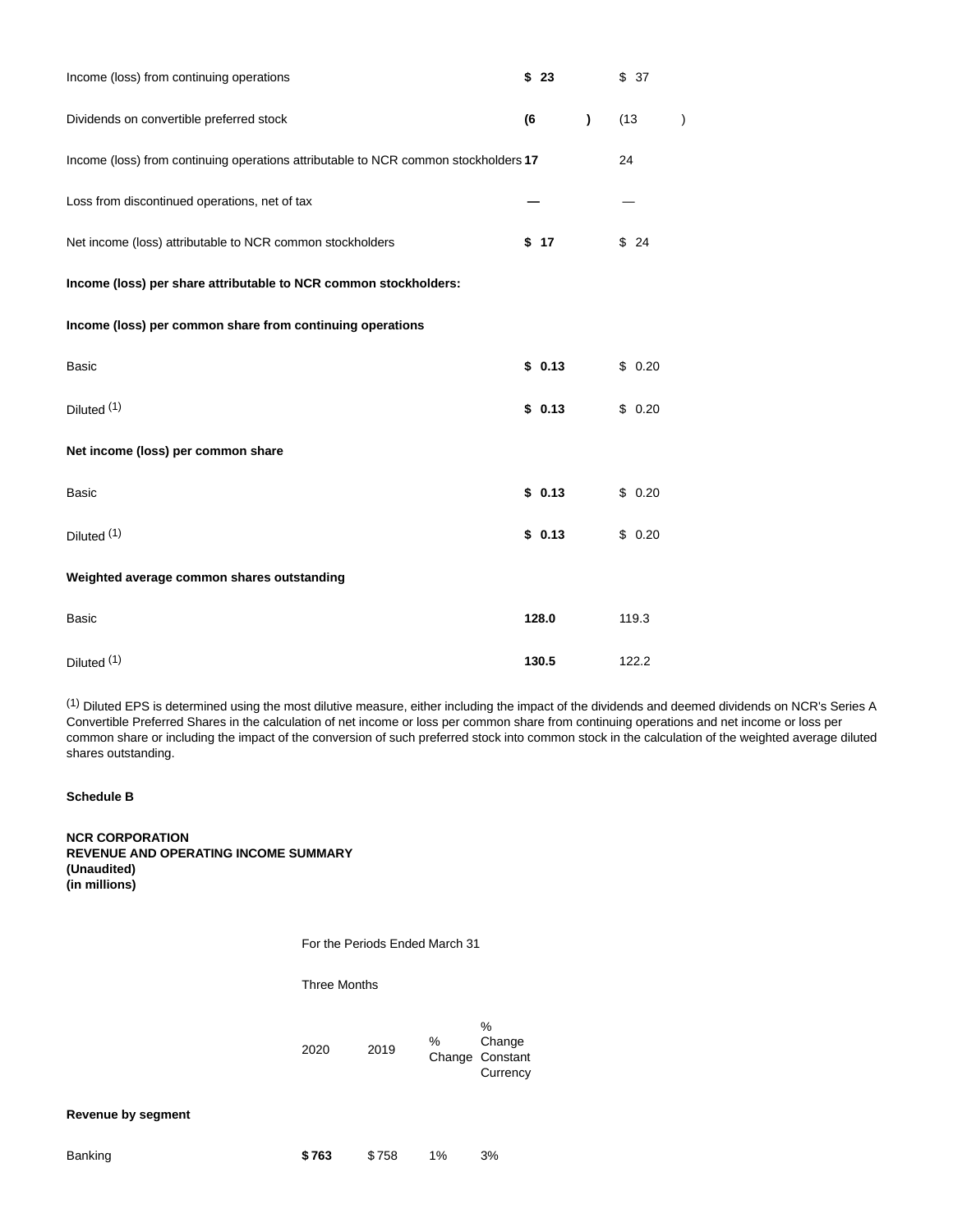| | | |
|---|---|---|
| Income (loss) from continuing operations | **$ 23** | $ 37 |
| Dividends on convertible preferred stock | **(6 )** | (13 ) |
| Income (loss) from continuing operations attributable to NCR common stockholders | **17** | 24 |
| Loss from discontinued operations, net of tax | **—** | — |
| Net income (loss) attributable to NCR common stockholders | **$ 17** | $ 24 |
| **Income (loss) per share attributable to NCR common stockholders:** | | |
| **Income (loss) per common share from continuing operations** | | |
| Basic | **$ 0.13** | $ 0.20 |
| Diluted [1] | **$ 0.13** | $ 0.20 |
| **Net income (loss) per common share** | | |
| Basic | **$ 0.13** | $ 0.20 |
| Diluted [1] | **$ 0.13** | $ 0.20 |
| **Weighted average common shares outstanding** | | |
| Basic | **128.0** | 119.3 |
| Diluted [1] | **130.5** | 122.2 |

[1] Diluted EPS is determined using the most dilutive measure, either including the impact of the dividends and deemed dividends on NCR's Series A Convertible Preferred Shares in the calculation of net income or loss per common share from continuing operations and net income or loss per common share or including the impact of the conversion of such preferred stock into common stock in the calculation of the weighted average diluted shares outstanding.

**Schedule B**

**NCR CORPORATION**
**REVENUE AND OPERATING INCOME SUMMARY**
**(Unaudited)**
**(in millions)**

| | For the Periods Ended March 31 | | | |
|---|---|---|---|---|
| | Three Months | | | |
| | 2020 | 2019 | % Change | % Change Constant Currency |
| **Revenue by segment** | | | | |
| Banking | **$ 763** | $ 758 | 1% | 3% |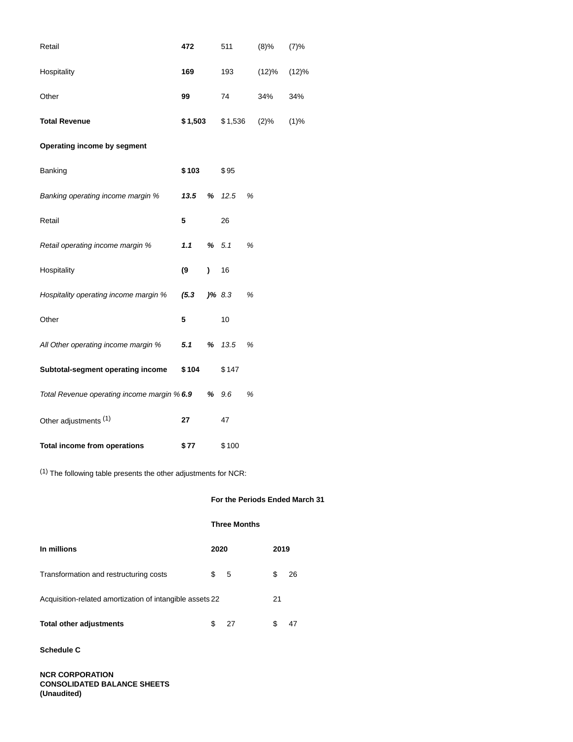| | | | | |
|---|---|---|---|---|
| Retail | **472** | 511 | (8)% | (7)% |
| Hospitality | **169** | 193 | (12)% | (12)% |
| Other | **99** | 74 | 34% | 34% |
| **Total Revenue** | **$ 1,503** | $ 1,536 | (2)% | (1)% |
| **Operating income by segment** | | | | |
| Banking | **$ 103** | $ 95 | | |
| *Banking operating income margin %* | ***13.5 %*** | *12.5 %* | | |
| Retail | **5** | 26 | | |
| *Retail operating income margin %* | ***1.1 %*** | *5.1 %* | | |
| Hospitality | **(9 )** | 16 | | |
| *Hospitality operating income margin %* | ***(5.3 )%*** | *8.3 %* | | |
| Other | **5** | 10 | | |
| *All Other operating income margin %* | ***5.1 %*** | *13.5 %* | | |
| **Subtotal-segment operating income** | **$ 104** | $ 147 | | |
| *Total Revenue operating income margin %* | ***6.9 %*** | *9.6 %* | | |
| Other adjustments [1] | **27** | 47 | | |
| **Total income from operations** | **$ 77** | $ 100 | | |

[1] The following table presents the other adjustments for NCR:

| | **For the Periods Ended March 31** | |
|---|---|---|
| | **Three Months** | |
| **In millions** | **2020** | **2019** |
| Transformation and restructuring costs | $ 5 | $ 26 |
| Acquisition-related amortization of intangible assets | 22 | 21 |
| **Total other adjustments** | $ 27 | $ 47 |

**Schedule C**

**NCR CORPORATION**
**CONSOLIDATED BALANCE SHEETS**
**(Unaudited)**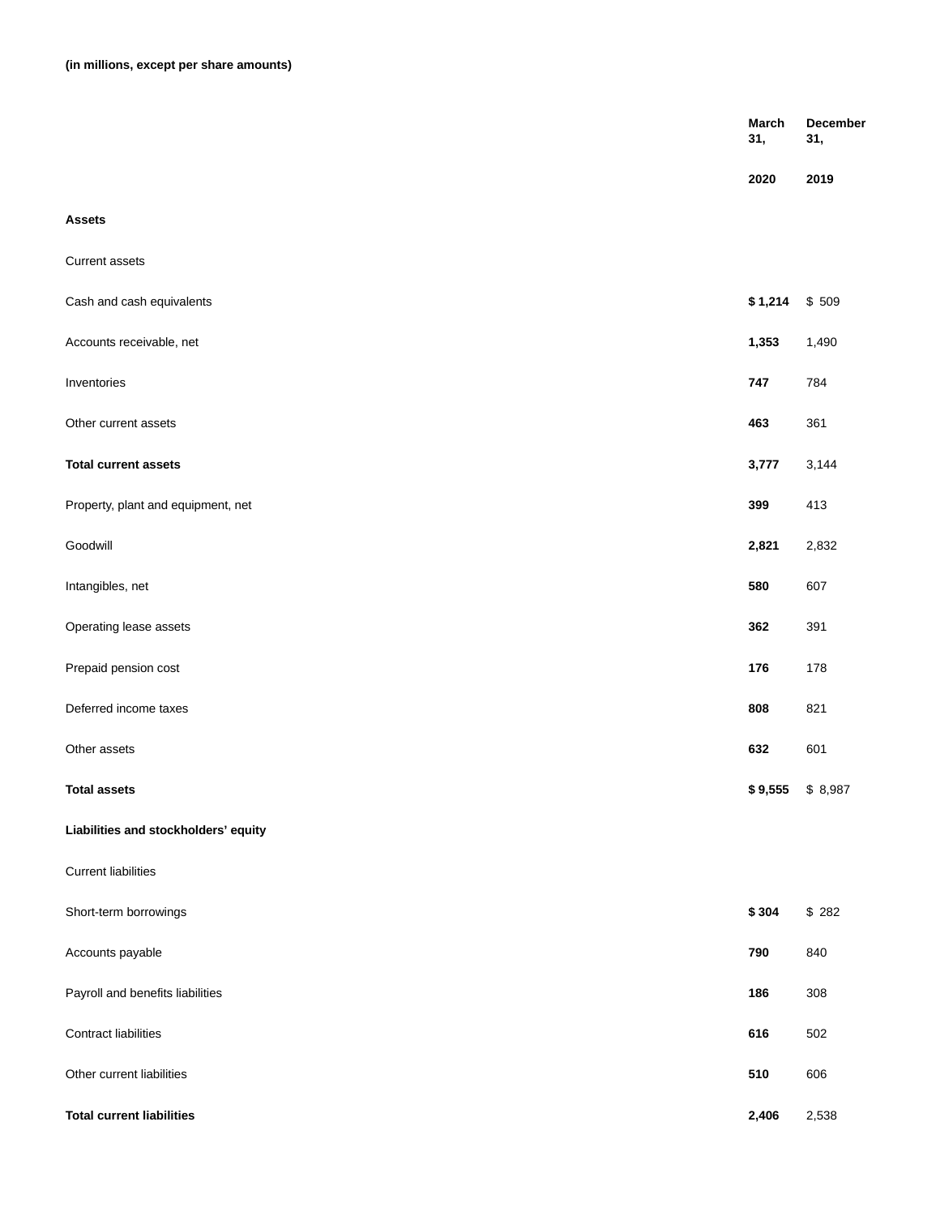**(in millions, except per share amounts)**

| | March 31, 2020 | December 31, 2019 |
|---|---|---|
| **Assets** | | |
| Current assets | | |
| Cash and cash equivalents | **$ 1,214** | $ 509 |
| Accounts receivable, net | **1,353** | 1,490 |
| Inventories | **747** | 784 |
| Other current assets | **463** | 361 |
| **Total current assets** | **3,777** | 3,144 |
| Property, plant and equipment, net | **399** | 413 |
| Goodwill | **2,821** | 2,832 |
| Intangibles, net | **580** | 607 |
| Operating lease assets | **362** | 391 |
| Prepaid pension cost | **176** | 178 |
| Deferred income taxes | **808** | 821 |
| Other assets | **632** | 601 |
| **Total assets** | **$ 9,555** | $ 8,987 |
| **Liabilities and stockholders' equity** | | |
| Current liabilities | | |
| Short-term borrowings | **$ 304** | $ 282 |
| Accounts payable | **790** | 840 |
| Payroll and benefits liabilities | **186** | 308 |
| Contract liabilities | **616** | 502 |
| Other current liabilities | **510** | 606 |
| **Total current liabilities** | **2,406** | 2,538 |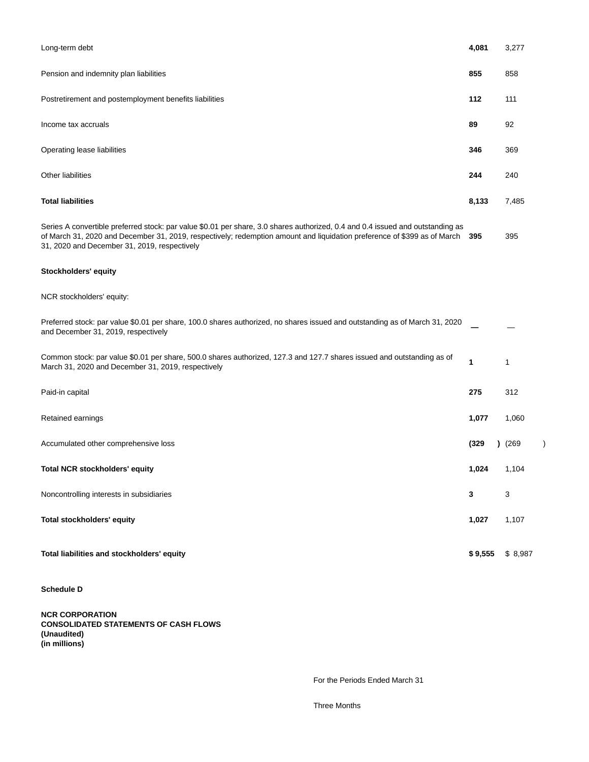| | | |
|---|---|---|
| Long-term debt | **4,081** | 3,277 |
| Pension and indemnity plan liabilities | **855** | 858 |
| Postretirement and postemployment benefits liabilities | **112** | 111 |
| Income tax accruals | **89** | 92 |
| Operating lease liabilities | **346** | 369 |
| Other liabilities | **244** | 240 |
| **Total liabilities** | **8,133** | 7,485 |
| Series A convertible preferred stock: par value $0.01 per share, 3.0 shares authorized, 0.4 and 0.4 issued and outstanding as of March 31, 2020 and December 31, 2019, respectively; redemption amount and liquidation preference of $399 as of March 31, 2020 and December 31, 2019, respectively | **395** | 395 |
| **Stockholders' equity** | | |
| NCR stockholders' equity: | | |
| Preferred stock: par value $0.01 per share, 100.0 shares authorized, no shares issued and outstanding as of March 31, 2020 and December 31, 2019, respectively | **—** | — |
| Common stock: par value $0.01 per share, 500.0 shares authorized, 127.3 and 127.7 shares issued and outstanding as of March 31, 2020 and December 31, 2019, respectively | **1** | 1 |
| Paid-in capital | **275** | 312 |
| Retained earnings | **1,077** | 1,060 |
| Accumulated other comprehensive loss | **(329)** | (269) |
| **Total NCR stockholders' equity** | **1,024** | 1,104 |
| Noncontrolling interests in subsidiaries | **3** | 3 |
| **Total stockholders' equity** | **1,027** | 1,107 |
| **Total liabilities and stockholders' equity** | **$ 9,555** | $ 8,987 |

**Schedule D**

**NCR CORPORATION**
**CONSOLIDATED STATEMENTS OF CASH FLOWS**
**(Unaudited)**
**(in millions)**

For the Periods Ended March 31

Three Months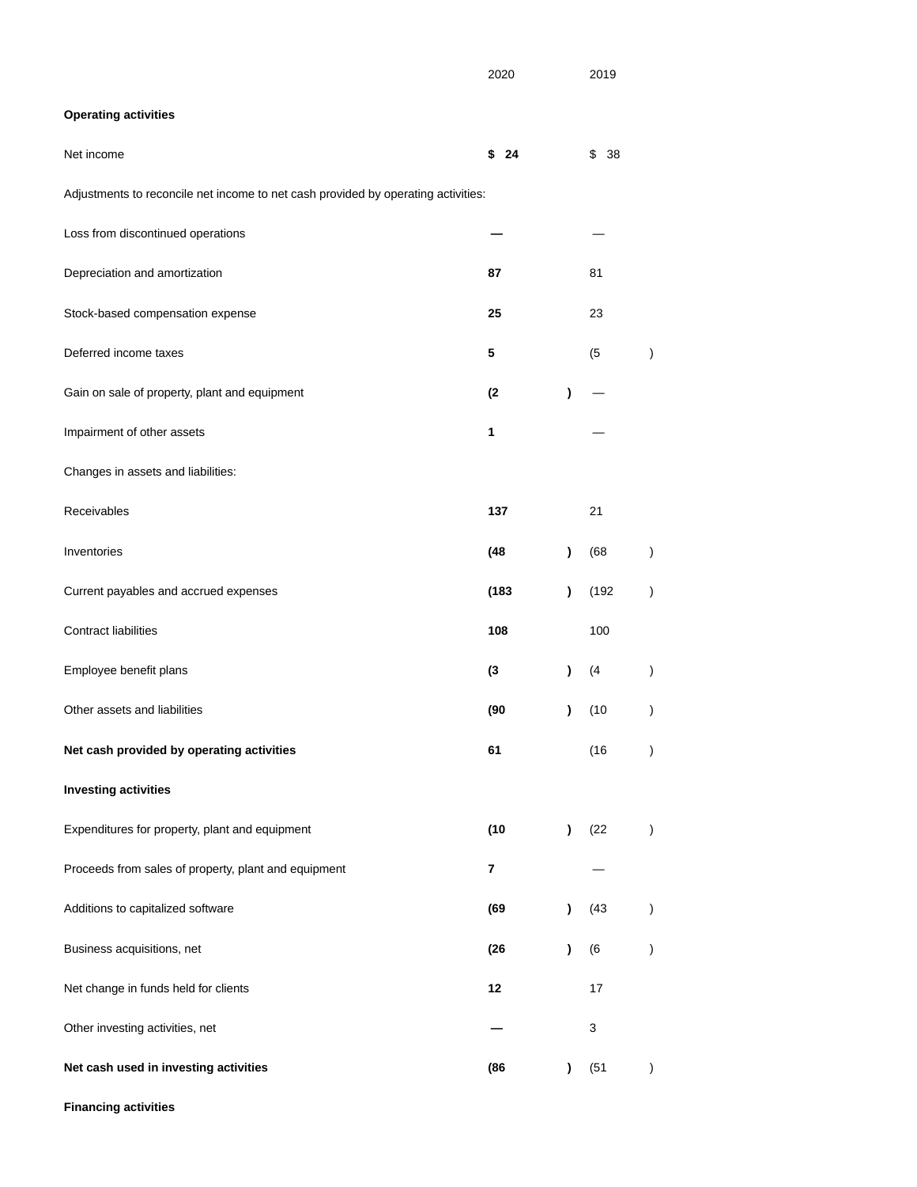| | 2020 | 2019 |
|---|---|---|
| **Operating activities** | | |
| Net income | **$ 24** | $ 38 |
| Adjustments to reconcile net income to net cash provided by operating activities: | | |
| Loss from discontinued operations | **—** | — |
| Depreciation and amortization | **87** | 81 |
| Stock-based compensation expense | **25** | 23 |
| Deferred income taxes | **5** | (5) |
| Gain on sale of property, plant and equipment | **(2)** | — |
| Impairment of other assets | **1** | — |
| Changes in assets and liabilities: | | |
| Receivables | **137** | 21 |
| Inventories | **(48)** | (68) |
| Current payables and accrued expenses | **(183)** | (192) |
| Contract liabilities | **108** | 100 |
| Employee benefit plans | **(3)** | (4) |
| Other assets and liabilities | **(90)** | (10) |
| **Net cash provided by operating activities** | **61** | (16) |
| **Investing activities** | | |
| Expenditures for property, plant and equipment | **(10)** | (22) |
| Proceeds from sales of property, plant and equipment | **7** | — |
| Additions to capitalized software | **(69)** | (43) |
| Business acquisitions, net | **(26)** | (6) |
| Net change in funds held for clients | **12** | 17 |
| Other investing activities, net | **—** | 3 |
| **Net cash used in investing activities** | **(86)** | (51) |
| **Financing activities** | | |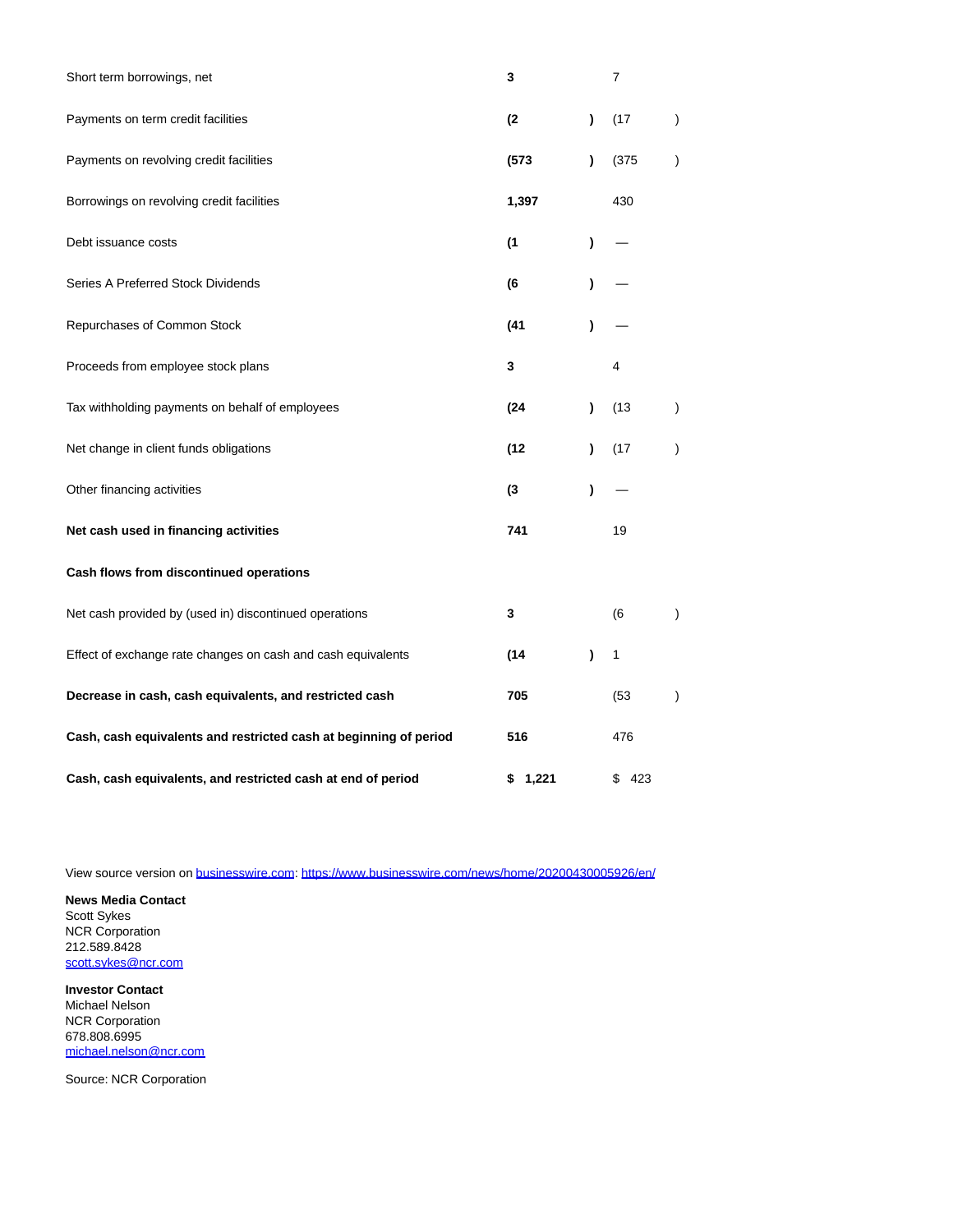| | | |
|---|---|---|
| Short term borrowings, net | **3** | 7 |
| Payments on term credit facilities | **(2)** | (17) |
| Payments on revolving credit facilities | **(573)** | (375) |
| Borrowings on revolving credit facilities | **1,397** | 430 |
| Debt issuance costs | **(1)** | — |
| Series A Preferred Stock Dividends | **(6)** | — |
| Repurchases of Common Stock | **(41)** | — |
| Proceeds from employee stock plans | **3** | 4 |
| Tax withholding payments on behalf of employees | **(24)** | (13) |
| Net change in client funds obligations | **(12)** | (17) |
| Other financing activities | **(3)** | — |
| **Net cash used in financing activities** | **741** | 19 |
| **Cash flows from discontinued operations** | | |
| Net cash provided by (used in) discontinued operations | **3** | (6) |
| Effect of exchange rate changes on cash and cash equivalents | **(14)** | 1 |
| **Decrease in cash, cash equivalents, and restricted cash** | **705** | (53) |
| **Cash, cash equivalents and restricted cash at beginning of period** | **516** | 476 |
| **Cash, cash equivalents, and restricted cash at end of period** | **$ 1,221** | $ 423 |

View source version on businesswire.com: https://www.businesswire.com/news/home/20200430005926/en/

**News Media Contact**
Scott Sykes
NCR Corporation
212.589.8428
scott.sykes@ncr.com

**Investor Contact**
Michael Nelson
NCR Corporation
678.808.6995
michael.nelson@ncr.com

Source: NCR Corporation